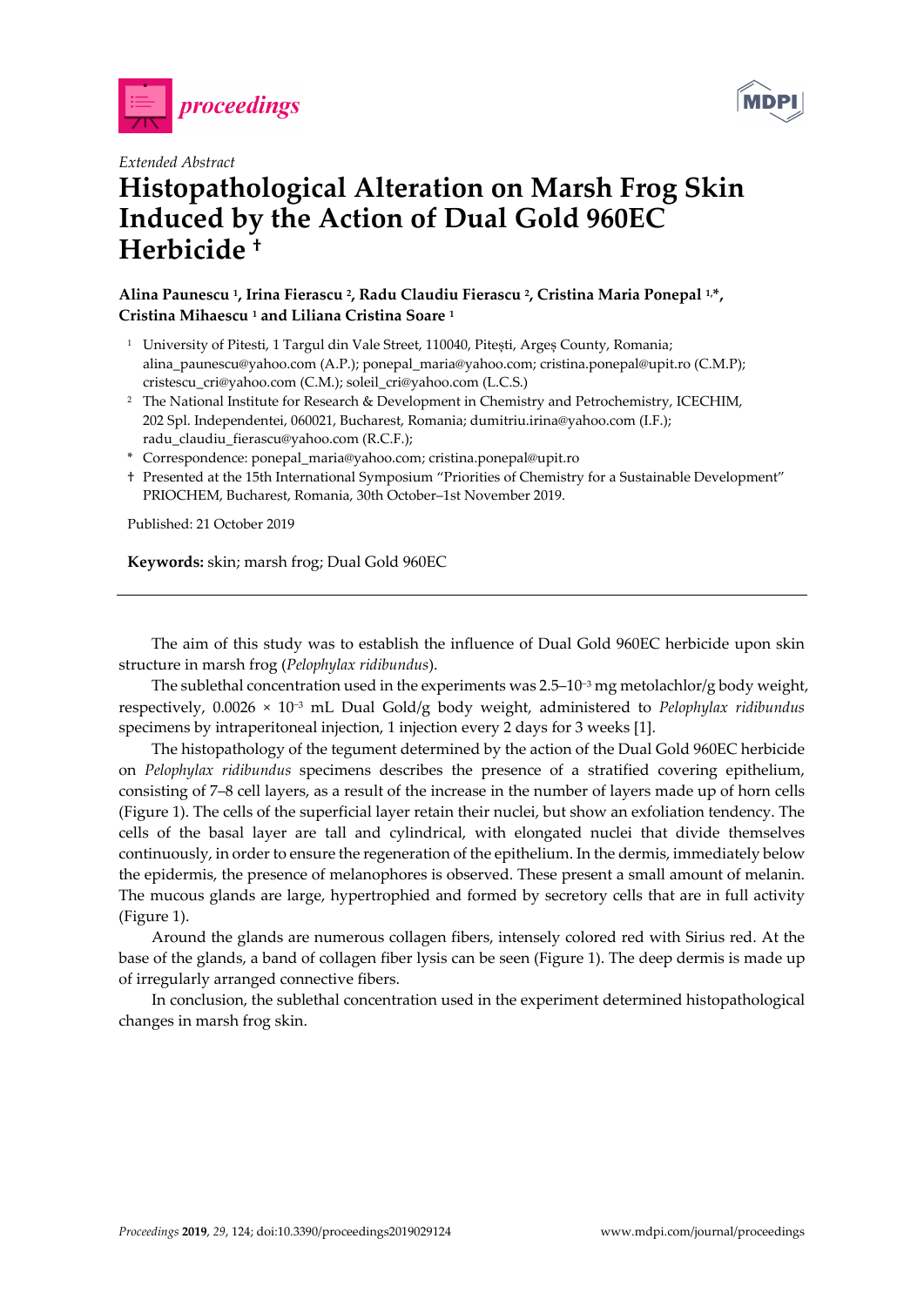*Extended Abstract*

# Histopathological Alteration on Marsh Frog Skin Induced by the Action of Dual Gold 960EC Herbicide †

**Alina Paunescu [1], Irina Fierascu [2], Radu Claudiu Fierascu [2], Cristina Maria Ponepal [1,*], Cristina Mihaescu [1] and Liliana Cristina Soare [1]**

[1] University of Pitesti, 1 Targul din Vale Street, 110040, Pitești, Argeș County, Romania; alina_paunescu@yahoo.com (A.P.); ponepal_maria@yahoo.com; cristina.ponepal@upit.ro (C.M.P); cristescu_cri@yahoo.com (C.M.); soleil_cri@yahoo.com (L.C.S.)

[2] The National Institute for Research & Development in Chemistry and Petrochemistry, ICECHIM, 202 Spl. Independentei, 060021, Bucharest, Romania; dumitriu.irina@yahoo.com (I.F.); radu_claudiu_fierascu@yahoo.com (R.C.F.);

\* Correspondence: ponepal_maria@yahoo.com; cristina.ponepal@upit.ro

† Presented at the 15th International Symposium "Priorities of Chemistry for a Sustainable Development" PRIOCHEM, Bucharest, Romania, 30th October–1st November 2019.

Published: 21 October 2019

**Keywords:** skin; marsh frog; Dual Gold 960EC

---

The aim of this study was to establish the influence of Dual Gold 960EC herbicide upon skin structure in marsh frog (*Pelophylax ridibundus*).

The sublethal concentration used in the experiments was $2.5 – 10^{-3}$ mg metolachlor/g body weight, respectively, $0.0026 \times 10^{-3}$ mL Dual Gold/g body weight, administered to *Pelophylax ridibundus* specimens by intraperitoneal injection, 1 injection every 2 days for 3 weeks [1].

The histopathology of the tegument determined by the action of the Dual Gold 960EC herbicide on *Pelophylax ridibundus* specimens describes the presence of a stratified covering epithelium, consisting of 7–8 cell layers, as a result of the increase in the number of layers made up of horn cells (Figure 1). The cells of the superficial layer retain their nuclei, but show an exfoliation tendency. The cells of the basal layer are tall and cylindrical, with elongated nuclei that divide themselves continuously, in order to ensure the regeneration of the epithelium. In the dermis, immediately below the epidermis, the presence of melanophores is observed. These present a small amount of melanin. The mucous glands are large, hypertrophied and formed by secretory cells that are in full activity (Figure 1).

Around the glands are numerous collagen fibers, intensely colored red with Sirius red. At the base of the glands, a band of collagen fiber lysis can be seen (Figure 1). The deep dermis is made up of irregularly arranged connective fibers.

In conclusion, the sublethal concentration used in the experiment determined histopathological changes in marsh frog skin.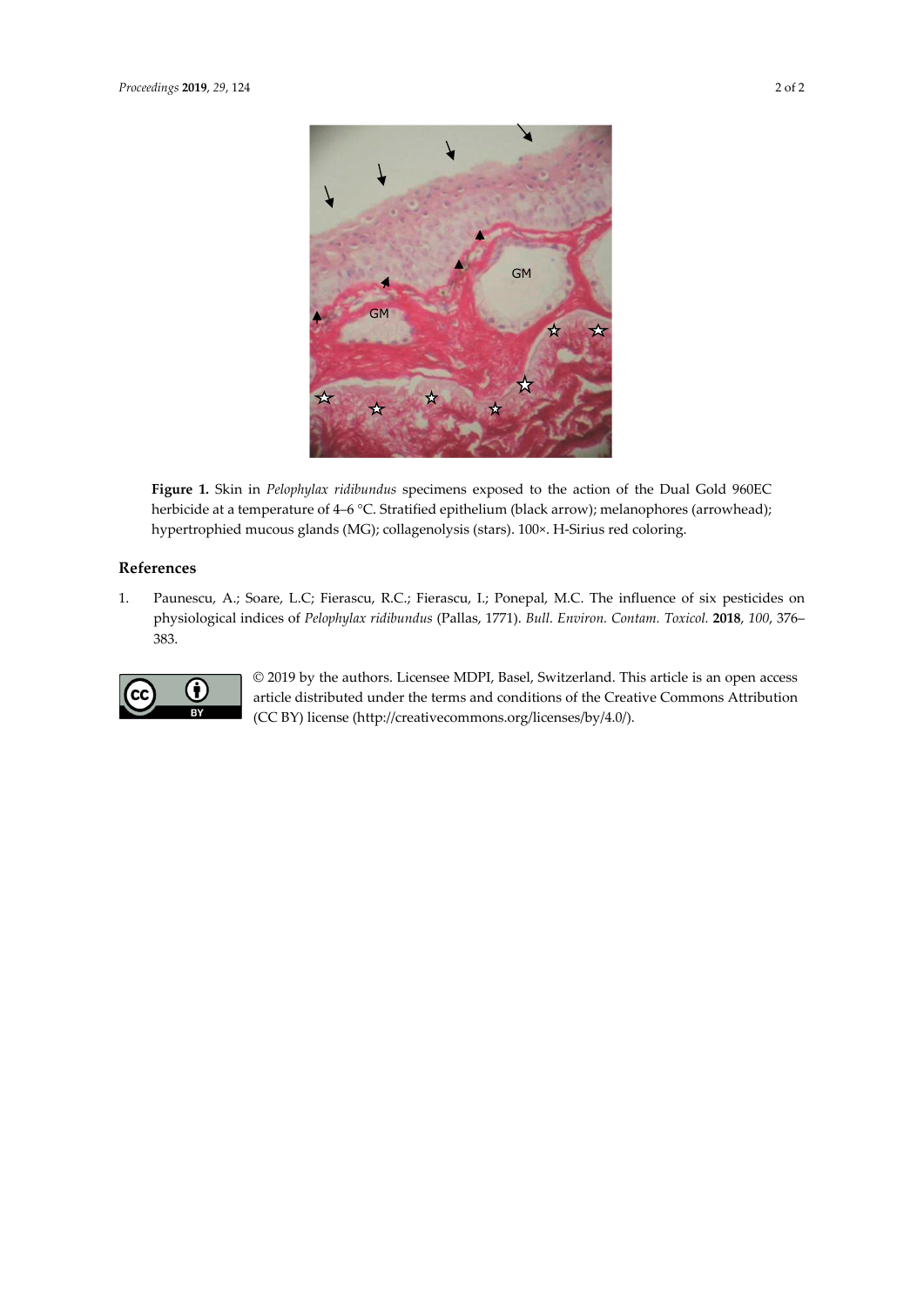**Figure 1.** Skin in *Pelophylax ridibundus* specimens exposed to the action of the Dual Gold 960EC herbicide at a temperature of 4–6 °C. Stratified epithelium (black arrow); melanophores (arrowhead); hypertrophied mucous glands (MG); collagenolysis (stars). 100×. H-Sirius red coloring.

## References

1. Paunescu, A.; Soare, L.C; Fierascu, R.C.; Fierascu, I.; Ponepal, M.C. The influence of six pesticides on physiological indices of *Pelophylax ridibundus* (Pallas, 1771). *Bull. Environ. Contam. Toxicol.* **2018**, *100*, 376–383.

© 2019 by the authors. Licensee MDPI, Basel, Switzerland. This article is an open access article distributed under the terms and conditions of the Creative Commons Attribution (CC BY) license (http://creativecommons.org/licenses/by/4.0/).